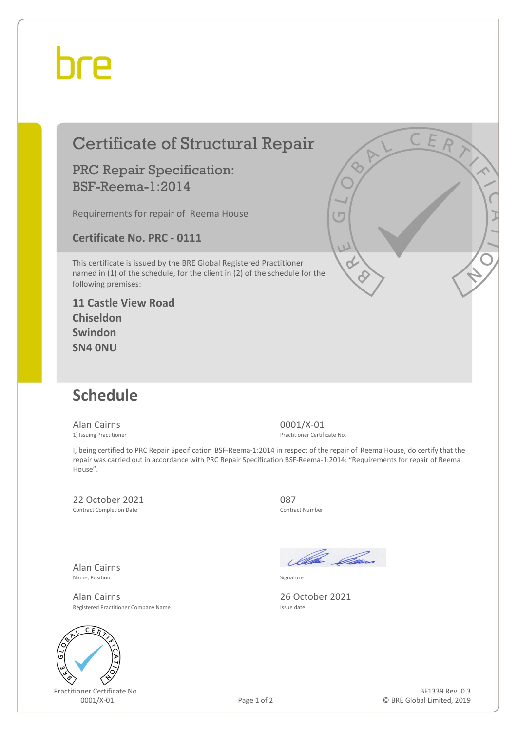bre

# Certificate of Structural Repair

## PRC Repair Specification: BSF-Reema-1:2014

Requirements for repair of Reema House

**Certificate No. PRC - 0111**

This certificate is issued by the BRE Global Registered Practitioner named in (1) of the schedule, for the client in (2) of the schedule for the following premises:

**11 Castle View Road**
**Chiseldon**
**Swindon**
**SN4 0NU**

## Schedule

Alan Cairns
1) Issuing Practitioner

0001/X-01
Practitioner Certificate No.

I, being certified to PRC Repair Specification BSF-Reema-1:2014 in respect of the repair of Reema House, do certify that the repair was carried out in accordance with PRC Repair Specification BSF-Reema-1:2014: "Requirements for repair of Reema House".

22 October 2021
Contract Completion Date

087
Contract Number

Alan Cairns
Name, Position

Signature

Alan Cairns
Registered Practitioner Company Name

26 October 2021
Issue date

Practitioner Certificate No.
0001/X-01

BF1339 Rev. 0.3
© BRE Global Limited, 2019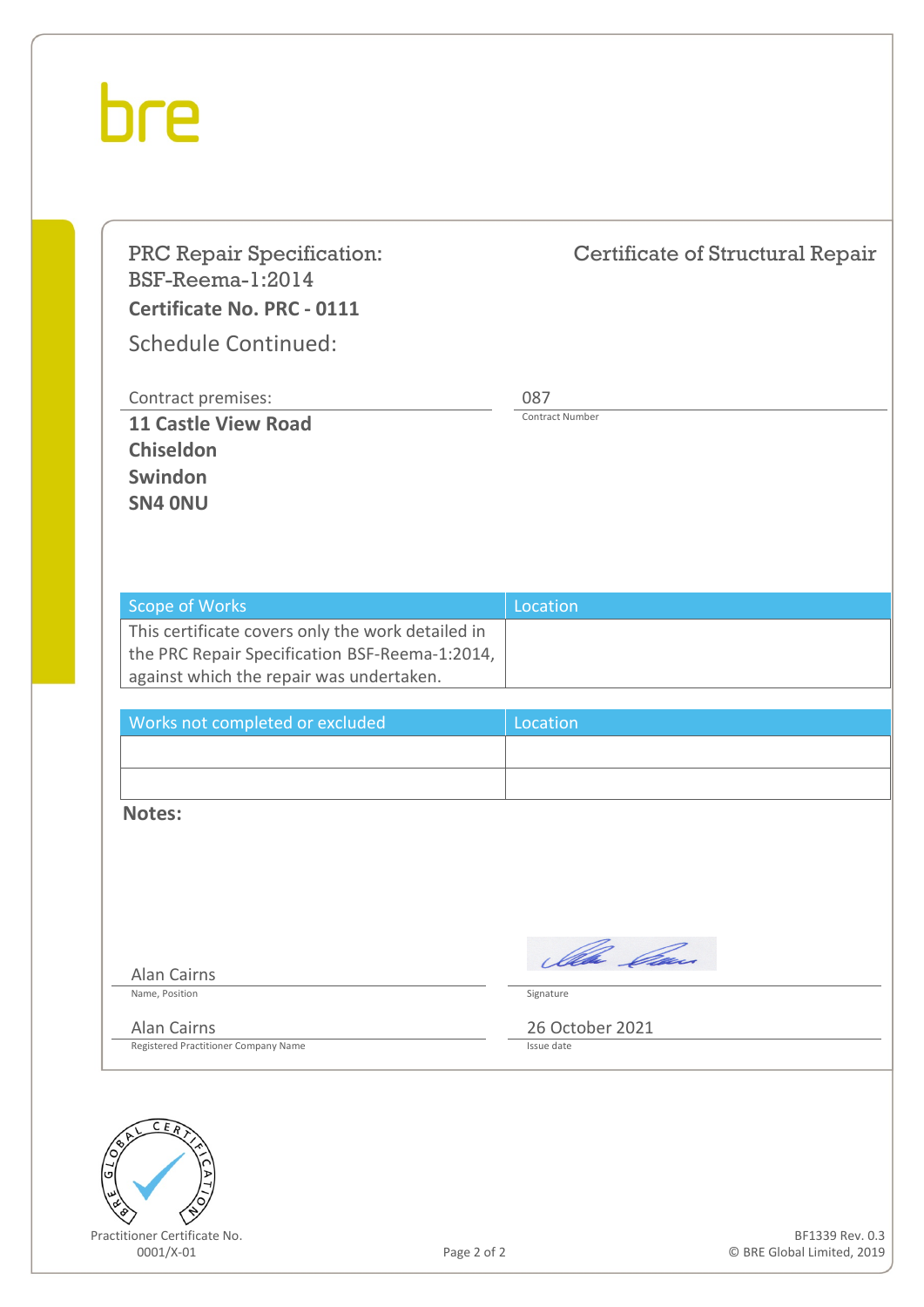bre

PRC Repair Specification:
BSF-Reema-1:2014

**Certificate No. PRC - 0111**

Certificate of Structural Repair

## Schedule Continued:

Contract premises:

**11 Castle View Road**
**Chiseldon**
**Swindon**
**SN4 0NU**

087
Contract Number

| Scope of Works | Location |
|---|---|
| This certificate covers only the work detailed in the PRC Repair Specification BSF-Reema-1:2014, against which the repair was undertaken. | |

| Works not completed or excluded | Location |
|---|---|
| | |
| | |

**Notes:**

Alan Cairns
Name, Position

Signature

Alan Cairns
Registered Practitioner Company Name

26 October 2021
Issue date

Practitioner Certificate No.
0001/X-01

BF1339 Rev. 0.3
© BRE Global Limited, 2019